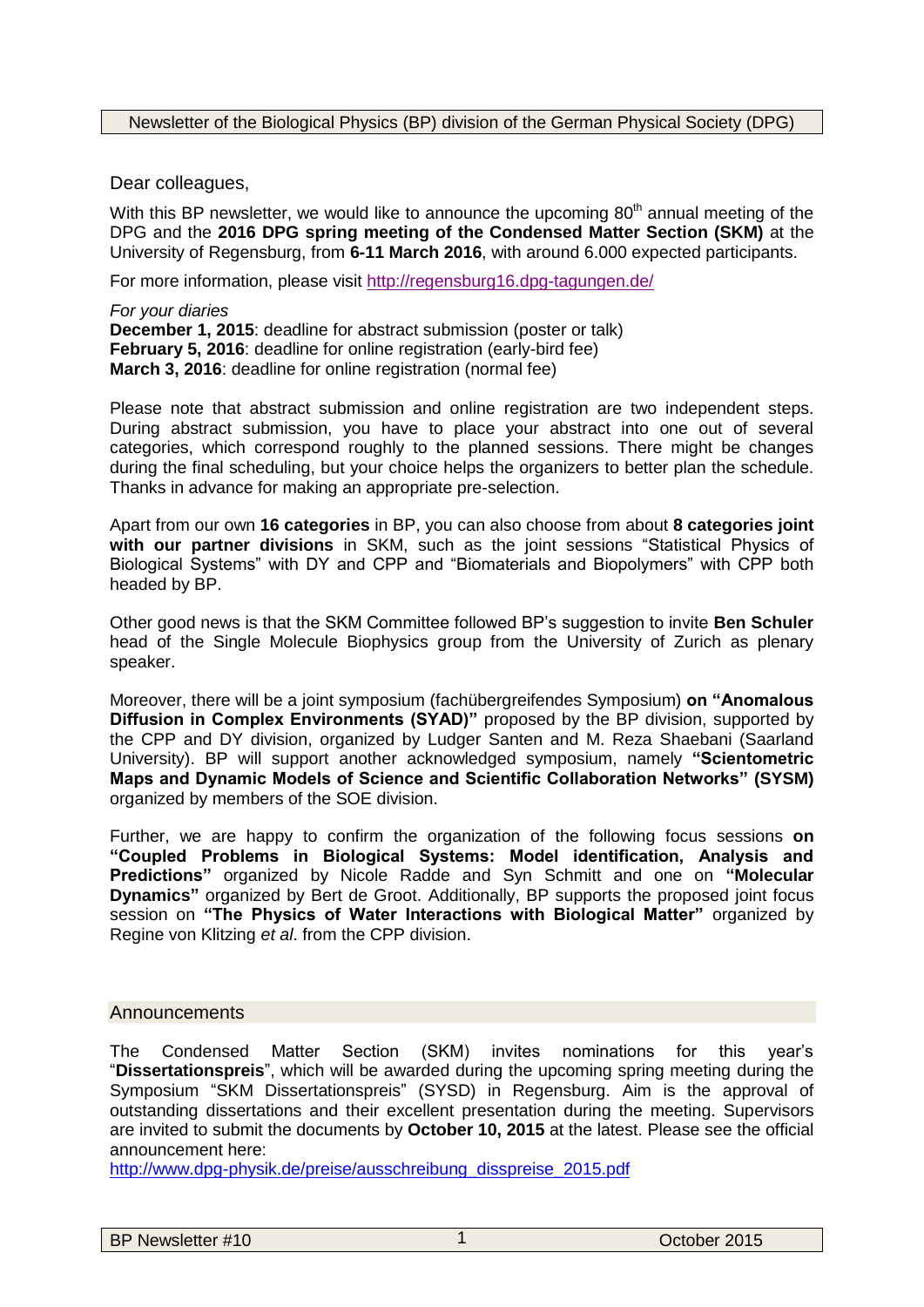Newsletter of the Biological Physics (BP) division of the German Physical Society (DPG)

Dear colleagues,

With this BP newsletter, we would like to announce the upcoming 80th annual meeting of the DPG and the **2016 DPG spring meeting of the Condensed Matter Section (SKM)** at the University of Regensburg, from **6-11 March 2016**, with around 6.000 expected participants.

For more information, please visit http://regensburg16.dpg-tagungen.de/

*For your diaries*
**December 1, 2015**: deadline for abstract submission (poster or talk)
**February 5, 2016**: deadline for online registration (early-bird fee)
**March 3, 2016**: deadline for online registration (normal fee)

Please note that abstract submission and online registration are two independent steps. During abstract submission, you have to place your abstract into one out of several categories, which correspond roughly to the planned sessions. There might be changes during the final scheduling, but your choice helps the organizers to better plan the schedule. Thanks in advance for making an appropriate pre-selection.

Apart from our own **16 categories** in BP, you can also choose from about **8 categories joint with our partner divisions** in SKM, such as the joint sessions "Statistical Physics of Biological Systems" with DY and CPP and "Biomaterials and Biopolymers" with CPP both headed by BP.

Other good news is that the SKM Committee followed BP's suggestion to invite **Ben Schuler** head of the Single Molecule Biophysics group from the University of Zurich as plenary speaker.

Moreover, there will be a joint symposium (fachübergreifendes Symposium) **on "Anomalous Diffusion in Complex Environments (SYAD)"** proposed by the BP division, supported by the CPP and DY division, organized by Ludger Santen and M. Reza Shaebani (Saarland University). BP will support another acknowledged symposium, namely **"Scientometric Maps and Dynamic Models of Science and Scientific Collaboration Networks" (SYSM)** organized by members of the SOE division.

Further, we are happy to confirm the organization of the following focus sessions **on "Coupled Problems in Biological Systems: Model identification, Analysis and Predictions"** organized by Nicole Radde and Syn Schmitt and one on **"Molecular Dynamics"** organized by Bert de Groot. Additionally, BP supports the proposed joint focus session on **"The Physics of Water Interactions with Biological Matter"** organized by Regine von Klitzing *et al*. from the CPP division.

## Announcements

The Condensed Matter Section (SKM) invites nominations for this year's "**Dissertationspreis**", which will be awarded during the upcoming spring meeting during the Symposium "SKM Dissertationspreis" (SYSD) in Regensburg. Aim is the approval of outstanding dissertations and their excellent presentation during the meeting. Supervisors are invited to submit the documents by **October 10, 2015** at the latest. Please see the official announcement here:
http://www.dpg-physik.de/preise/ausschreibung_disspreise_2015.pdf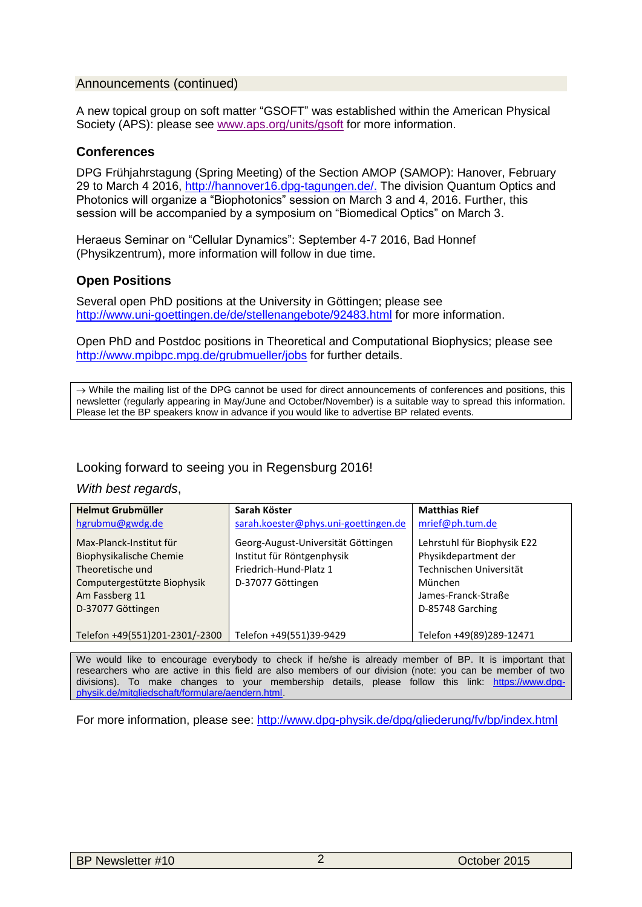Announcements (continued)

A new topical group on soft matter "GSOFT" was established within the American Physical Society (APS): please see www.aps.org/units/gsoft for more information.

### Conferences

DPG Frühjahrstagung (Spring Meeting) of the Section AMOP (SAMOP): Hanover, February 29 to March 4 2016, http://hannover16.dpg-tagungen.de/. The division Quantum Optics and Photonics will organize a "Biophotonics" session on March 3 and 4, 2016. Further, this session will be accompanied by a symposium on "Biomedical Optics" on March 3.

Heraeus Seminar on "Cellular Dynamics": September 4-7 2016, Bad Honnef (Physikzentrum), more information will follow in due time.

### Open Positions

Several open PhD positions at the University in Göttingen; please see http://www.uni-goettingen.de/de/stellenangebote/92483.html for more information.

Open PhD and Postdoc positions in Theoretical and Computational Biophysics; please see http://www.mpibpc.mpg.de/grubmueller/jobs for further details.

→ While the mailing list of the DPG cannot be used for direct announcements of conferences and positions, this newsletter (regularly appearing in May/June and October/November) is a suitable way to spread this information. Please let the BP speakers know in advance if you would like to advertise BP related events.

Looking forward to seeing you in Regensburg 2016!

*With best regards*,

| | | |
|---|---|---|
| **Helmut Grubmüller**<br>hgrubmu@gwdg.de | **Sarah Köster**<br>sarah.koester@phys.uni-goettingen.de | **Matthias Rief**<br>mrief@ph.tum.de |
| Max-Planck-Institut für Biophysikalische Chemie<br>Theoretische und Computergestützte Biophysik<br>Am Fassberg 11<br>D-37077 Göttingen | Georg-August-Universität Göttingen<br>Institut für Röntgenphysik<br>Friedrich-Hund-Platz 1<br>D-37077 Göttingen | Lehrstuhl für Biophysik E22<br>Physikdepartment der Technischen Universität München<br>James-Franck-Straße<br>D-85748 Garching |
| Telefon +49(551)201-2301/-2300 | Telefon +49(551)39-9429 | Telefon +49(89)289-12471 |

We would like to encourage everybody to check if he/she is already member of BP. It is important that researchers who are active in this field are also members of our division (note: you can be member of two divisions). To make changes to your membership details, please follow this link: https://www.dpg-physik.de/mitgliedschaft/formulare/aendern.html.

For more information, please see: http://www.dpg-physik.de/dpg/gliederung/fv/bp/index.html